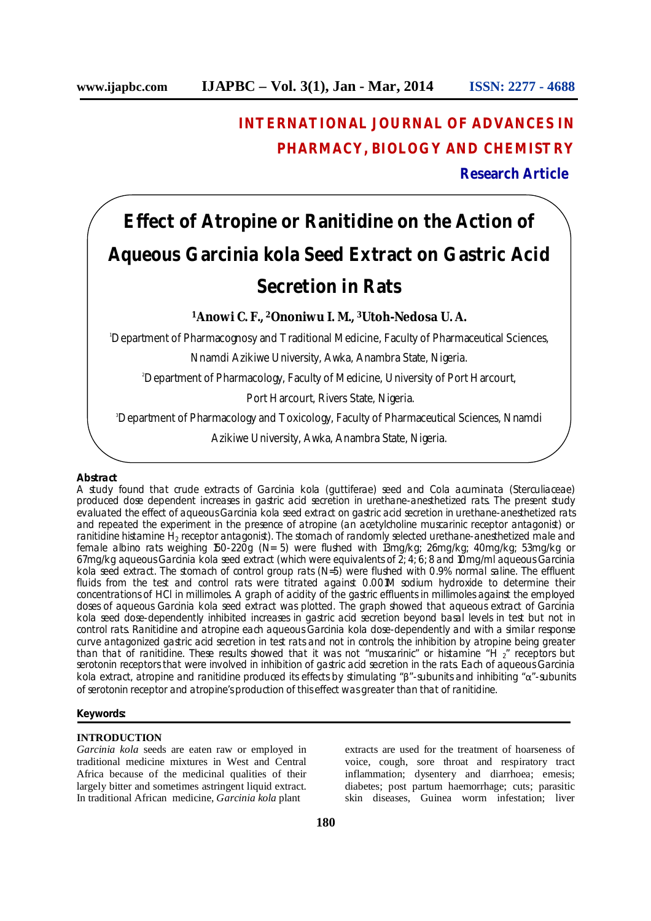# INTERNATIONAL JOURNAL OF ADVANCES IN PHARMACY, BIOLOGY AND CHEMISTRY

**Research Article**

# Effect of Atropine or Ranitidine on the Action of Aqueous Garcinia kola Seed Extract on Gastric Acid Secretion in Rats

**[1]Anowi C. F., [2]Ononiwu I. M., [3]Utoh-Nedosa U. A.**

[1]Department of Pharmacognosy and Traditional Medicine, Faculty of Pharmaceutical Sciences, Nnamdi Azikiwe University, Awka, Anambra State, Nigeria.

[2]Department of Pharmacology, Faculty of Medicine, University of Port Harcourt, Port Harcourt, Rivers State, Nigeria.

[3]Department of Pharmacology and Toxicology, Faculty of Pharmaceutical Sciences, Nnamdi Azikiwe University, Awka, Anambra State, Nigeria.

**Abstract**

A study found that crude extracts of Garcinia kola (guttiferae) seed and Cola acuminata (Sterculiaceae) produced dose dependent increases in gastric acid secretion in urethane-anesthetized rats. The present study evaluated the effect of aqueous Garcinia kola seed extract on gastric acid secretion in urethane-anesthetized rats and repeated the experiment in the presence of atropine (an acetylcholine muscarinic receptor antagonist) or ranitidine histamine $H_2$ receptor antagonist). The stomach of randomly selected urethane-anesthetized male and female albino rats weighing 150-220g (N= 5) were flushed with 13mg/kg; 26mg/kg; 40mg/kg; 53mg/kg or 67mg/kg aqueous Garcinia kola seed extract (which were equivalents of 2; 4; 6; 8 and 10mg/ml aqueous Garcinia kola seed extract. The stomach of control group rats (N=5) were flushed with 0.9% normal saline. The effluent fluids from the test and control rats were titrated against 0.001M sodium hydroxide to determine their concentrations of HCl in millimoles. A graph of acidity of the gastric effluents in millimoles against the employed doses of aqueous Garcinia kola seed extract was plotted. The graph showed that aqueous extract of Garcinia kola seed dose-dependently inhibited increases in gastric acid secretion beyond basal levels in test but not in control rats. Ranitidine and atropine each aqueous Garcinia kola dose-dependently and with a similar response curve antagonized gastric acid secretion in test rats and not in controls; the inhibition by atropine being greater than that of ranitidine. These results showed that it was not "muscarinic" or histamine "$H_2$" receptors but serotonin receptors that were involved in inhibition of gastric acid secretion in the rats. Each of aqueous Garcinia kola extract, atropine and ranitidine produced its effects by stimulating "β"-subunits and inhibiting "α"-subunits of serotonin receptor and atropine's production of this effect was greater than that of ranitidine.

**Keywords:**

## INTRODUCTION

*Garcinia kola* seeds are eaten raw or employed in traditional medicine mixtures in West and Central Africa because of the medicinal qualities of their largely bitter and sometimes astringent liquid extract. In traditional African medicine, *Garcinia kola* plant extracts are used for the treatment of hoarseness of voice, cough, sore throat and respiratory tract inflammation; dysentery and diarrhoea; emesis; diabetes; post partum haemorrhage; cuts; parasitic skin diseases, Guinea worm infestation; liver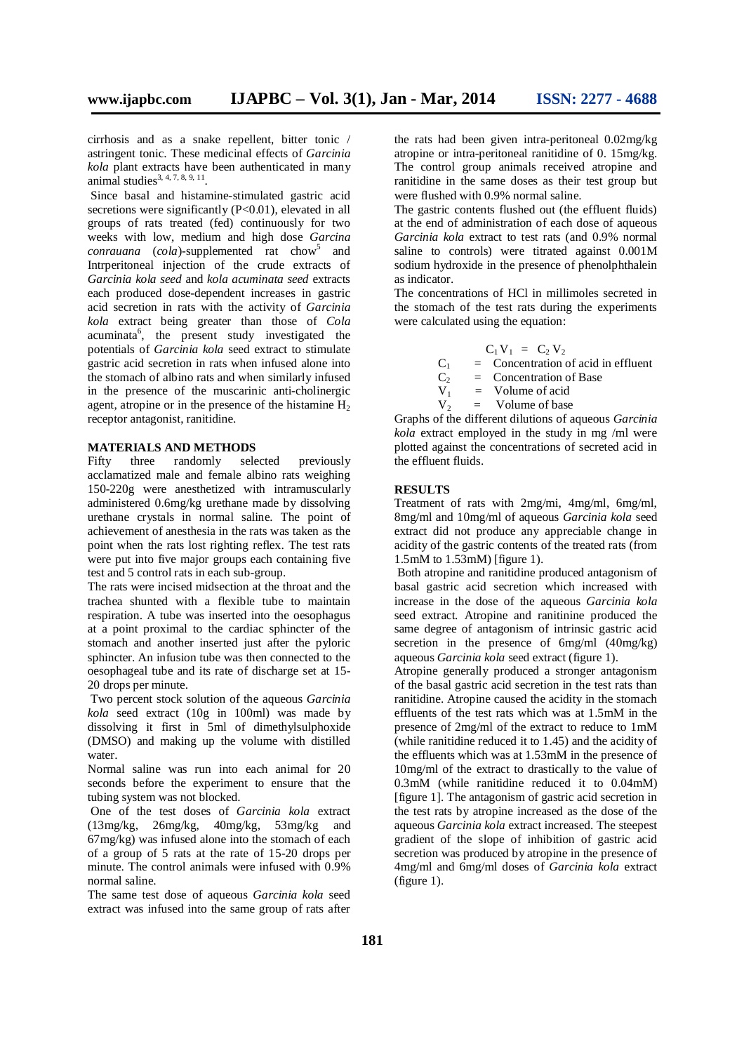cirrhosis and as a snake repellent, bitter tonic / astringent tonic. These medicinal effects of *Garcinia kola* plant extracts have been authenticated in many animal studies[3, 4, 7, 8, 9, 11].

Since basal and histamine-stimulated gastric acid secretions were significantly ($P<0.01$), elevated in all groups of rats treated (fed) continuously for two weeks with low, medium and high dose *Garcina conrauana* (*cola*)-supplemented rat chow[5] and Intrperitoneal injection of the crude extracts of *Garcinia kola seed* and *kola acuminata seed* extracts each produced dose-dependent increases in gastric acid secretion in rats with the activity of *Garcinia kola* extract being greater than those of *Cola* acuminata[6], the present study investigated the potentials of *Garcinia kola* seed extract to stimulate gastric acid secretion in rats when infused alone into the stomach of albino rats and when similarly infused in the presence of the muscarinic anti-cholinergic agent, atropine or in the presence of the histamine $H_2$ receptor antagonist, ranitidine.

## MATERIALS AND METHODS

Fifty three randomly selected previously acclamatized male and female albino rats weighing 150-220g were anesthetized with intramuscularly administered 0.6mg/kg urethane made by dissolving urethane crystals in normal saline. The point of achievement of anesthesia in the rats was taken as the point when the rats lost righting reflex. The test rats were put into five major groups each containing five test and 5 control rats in each sub-group.

The rats were incised midsection at the throat and the trachea shunted with a flexible tube to maintain respiration. A tube was inserted into the oesophagus at a point proximal to the cardiac sphincter of the stomach and another inserted just after the pyloric sphincter. An infusion tube was then connected to the oesophageal tube and its rate of discharge set at 15-20 drops per minute.

Two percent stock solution of the aqueous *Garcinia kola* seed extract (10g in 100ml) was made by dissolving it first in 5ml of dimethylsulphoxide (DMSO) and making up the volume with distilled water.

Normal saline was run into each animal for 20 seconds before the experiment to ensure that the tubing system was not blocked.

One of the test doses of *Garcinia kola* extract (13mg/kg, 26mg/kg, 40mg/kg, 53mg/kg and 67mg/kg) was infused alone into the stomach of each of a group of 5 rats at the rate of 15-20 drops per minute. The control animals were infused with 0.9% normal saline.

The same test dose of aqueous *Garcinia kola* seed extract was infused into the same group of rats after the rats had been given intra-peritoneal 0.02mg/kg atropine or intra-peritoneal ranitidine of 0. 15mg/kg. The control group animals received atropine and ranitidine in the same doses as their test group but were flushed with 0.9% normal saline.

The gastric contents flushed out (the effluent fluids) at the end of administration of each dose of aqueous *Garcinia kola* extract to test rats (and 0.9% normal saline to controls) were titrated against 0.001M sodium hydroxide in the presence of phenolphthalein as indicator.

The concentrations of HCl in millimoles secreted in the stomach of the test rats during the experiments were calculated using the equation:

$$C_1 V_1 = C_2 V_2$$

$C_1$ = Concentration of acid in effluent
$C_2$ = Concentration of Base
$V_1$ = Volume of acid
$V_2$ = Volume of base

Graphs of the different dilutions of aqueous *Garcinia kola* extract employed in the study in mg /ml were plotted against the concentrations of secreted acid in the effluent fluids.

## RESULTS

Treatment of rats with 2mg/mi, 4mg/ml, 6mg/ml, 8mg/ml and 10mg/ml of aqueous *Garcinia kola* seed extract did not produce any appreciable change in acidity of the gastric contents of the treated rats (from 1.5mM to 1.53mM) [figure 1).

Both atropine and ranitidine produced antagonism of basal gastric acid secretion which increased with increase in the dose of the aqueous *Garcinia kola* seed extract. Atropine and ranitinine produced the same degree of antagonism of intrinsic gastric acid secretion in the presence of 6mg/ml (40mg/kg) aqueous *Garcinia kola* seed extract (figure 1).

Atropine generally produced a stronger antagonism of the basal gastric acid secretion in the test rats than ranitidine. Atropine caused the acidity in the stomach effluents of the test rats which was at 1.5mM in the presence of 2mg/ml of the extract to reduce to 1mM (while ranitidine reduced it to 1.45) and the acidity of the effluents which was at 1.53mM in the presence of 10mg/ml of the extract to drastically to the value of 0.3mM (while ranitidine reduced it to 0.04mM) [figure 1]. The antagonism of gastric acid secretion in the test rats by atropine increased as the dose of the aqueous *Garcinia kola* extract increased. The steepest gradient of the slope of inhibition of gastric acid secretion was produced by atropine in the presence of 4mg/ml and 6mg/ml doses of *Garcinia kola* extract (figure 1).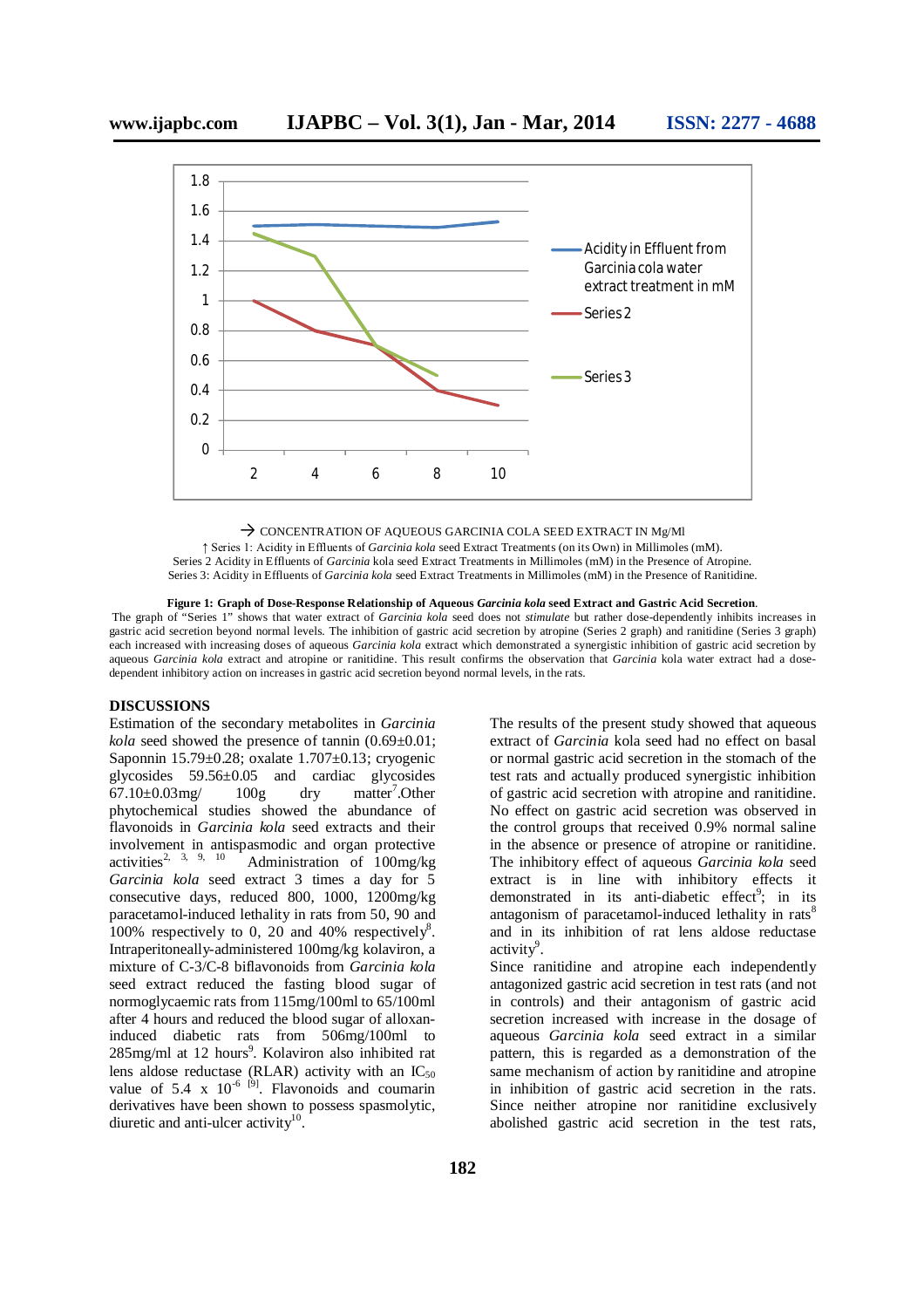→ CONCENTRATION OF AQUEOUS GARCINIA COLA SEED EXTRACT IN Mg/Ml

↑ Series 1: Acidity in Effluents of *Garcinia kola* seed Extract Treatments (on its Own) in Millimoles (mM).
Series 2 Acidity in Effluents of *Garcinia* kola seed Extract Treatments in Millimoles (mM) in the Presence of Atropine.
Series 3: Acidity in Effluents of *Garcinia kola* seed Extract Treatments in Millimoles (mM) in the Presence of Ranitidine.

**Figure 1: Graph of Dose-Response Relationship of Aqueous *Garcinia kola* seed Extract and Gastric Acid Secretion**.
The graph of "Series 1" shows that water extract of *Garcinia kola* seed does not *stimulate* but rather dose-dependently inhibits increases in gastric acid secretion beyond normal levels. The inhibition of gastric acid secretion by atropine (Series 2 graph) and ranitidine (Series 3 graph) each increased with increasing doses of aqueous *Garcinia kola* extract which demonstrated a synergistic inhibition of gastric acid secretion by aqueous *Garcinia kola* extract and atropine or ranitidine. This result confirms the observation that *Garcinia* kola water extract had a dose-dependent inhibitory action on increases in gastric acid secretion beyond normal levels, in the rats.

## DISCUSSIONS

Estimation of the secondary metabolites in *Garcinia kola* seed showed the presence of tannin (0.69±0.01; Saponnin 15.79±0.28; oxalate 1.707±0.13; cryogenic glycosides 59.56±0.05 and cardiac glycosides 67.10±0.03mg/ 100g dry matter[7].Other phytochemical studies showed the abundance of flavonoids in *Garcinia kola* seed extracts and their involvement in antispasmodic and organ protective activities[2, 3, 9, 10] Administration of 100mg/kg *Garcinia kola* seed extract 3 times a day for 5 consecutive days, reduced 800, 1000, 1200mg/kg paracetamol-induced lethality in rats from 50, 90 and 100% respectively to 0, 20 and 40% respectively[8]. Intraperitoneally-administered 100mg/kg kolaviron, a mixture of C-3/C-8 biflavonoids from *Garcinia kola* seed extract reduced the fasting blood sugar of normoglycaemic rats from 115mg/100ml to 65/100ml after 4 hours and reduced the blood sugar of alloxan-induced diabetic rats from 506mg/100ml to 285mg/ml at 12 hours[9]. Kolaviron also inhibited rat lens aldose reductase (RLAR) activity with an $IC_{50}$ value of $5.4 \times 10^{-6}$ [9]. Flavonoids and coumarin derivatives have been shown to possess spasmolytic, diuretic and anti-ulcer activity[10].

The results of the present study showed that aqueous extract of *Garcinia* kola seed had no effect on basal or normal gastric acid secretion in the stomach of the test rats and actually produced synergistic inhibition of gastric acid secretion with atropine and ranitidine. No effect on gastric acid secretion was observed in the control groups that received 0.9% normal saline in the absence or presence of atropine or ranitidine. The inhibitory effect of aqueous *Garcinia kola* seed extract is in line with inhibitory effects it demonstrated in its anti-diabetic effect[9]; in its antagonism of paracetamol-induced lethality in rats[8] and in its inhibition of rat lens aldose reductase activity[9].

Since ranitidine and atropine each independently antagonized gastric acid secretion in test rats (and not in controls) and their antagonism of gastric acid secretion increased with increase in the dosage of aqueous *Garcinia kola* seed extract in a similar pattern, this is regarded as a demonstration of the same mechanism of action by ranitidine and atropine in inhibition of gastric acid secretion in the rats. Since neither atropine nor ranitidine exclusively abolished gastric acid secretion in the test rats,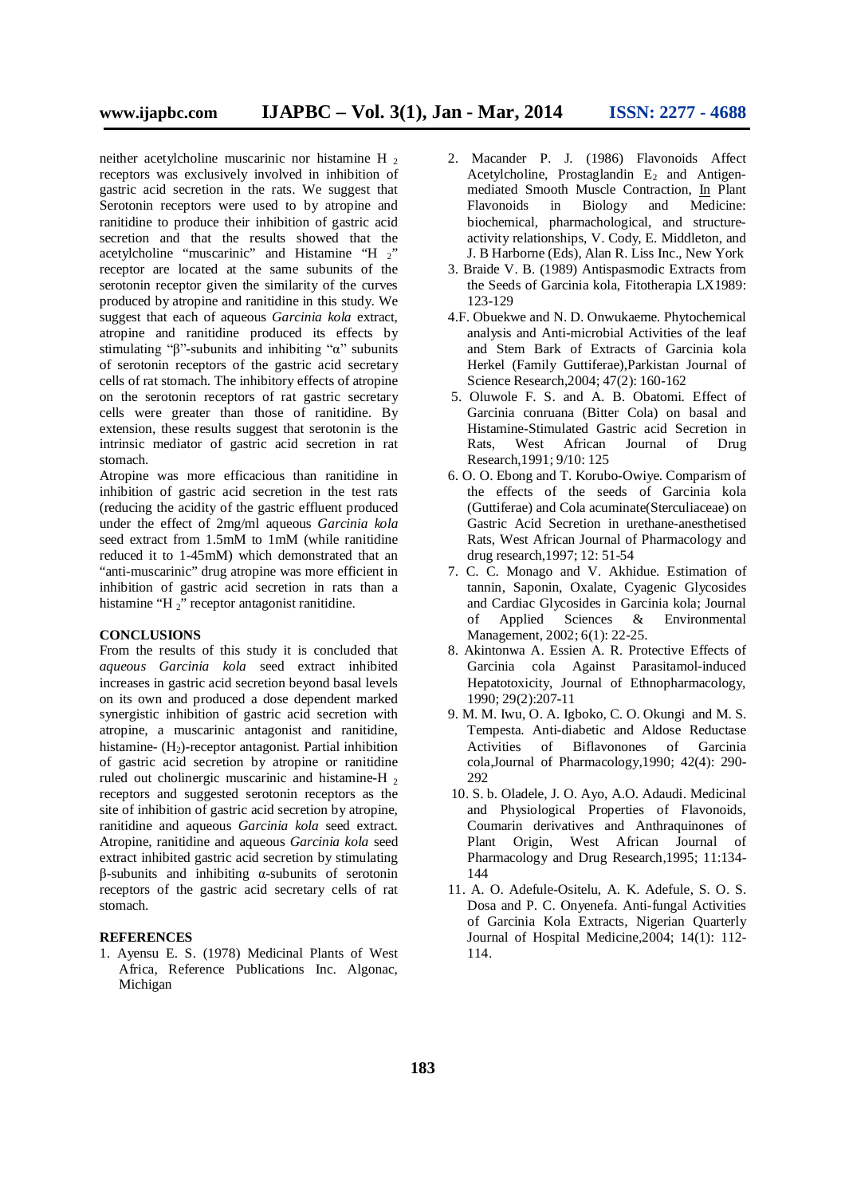neither acetylcholine muscarinic nor histamine H $_2$ receptors was exclusively involved in inhibition of gastric acid secretion in the rats. We suggest that Serotonin receptors were used to by atropine and ranitidine to produce their inhibition of gastric acid secretion and that the results showed that the acetylcholine "muscarinic" and Histamine "H $_2$" receptor are located at the same subunits of the serotonin receptor given the similarity of the curves produced by atropine and ranitidine in this study. We suggest that each of aqueous *Garcinia kola* extract, atropine and ranitidine produced its effects by stimulating "β"-subunits and inhibiting "α" subunits of serotonin receptors of the gastric acid secretary cells of rat stomach. The inhibitory effects of atropine on the serotonin receptors of rat gastric secretary cells were greater than those of ranitidine. By extension, these results suggest that serotonin is the intrinsic mediator of gastric acid secretion in rat stomach.

Atropine was more efficacious than ranitidine in inhibition of gastric acid secretion in the test rats (reducing the acidity of the gastric effluent produced under the effect of 2mg/ml aqueous *Garcinia kola* seed extract from 1.5mM to 1mM (while ranitidine reduced it to 1-45mM) which demonstrated that an "anti-muscarinic" drug atropine was more efficient in inhibition of gastric acid secretion in rats than a histamine "H $_2$" receptor antagonist ranitidine.

## CONCLUSIONS

From the results of this study it is concluded that *aqueous Garcinia kola* seed extract inhibited increases in gastric acid secretion beyond basal levels on its own and produced a dose dependent marked synergistic inhibition of gastric acid secretion with atropine, a muscarinic antagonist and ranitidine, histamine- ($H_2$)-receptor antagonist. Partial inhibition of gastric acid secretion by atropine or ranitidine ruled out cholinergic muscarinic and histamine-H $_2$ receptors and suggested serotonin receptors as the site of inhibition of gastric acid secretion by atropine, ranitidine and aqueous *Garcinia kola* seed extract. Atropine, ranitidine and aqueous *Garcinia kola* seed extract inhibited gastric acid secretion by stimulating β-subunits and inhibiting α-subunits of serotonin receptors of the gastric acid secretary cells of rat stomach.

## REFERENCES

1. Ayensu E. S. (1978) Medicinal Plants of West Africa, Reference Publications Inc. Algonac, Michigan
2. Macander P. J. (1986) Flavonoids Affect Acetylcholine, Prostaglandin $E_2$ and Antigen-mediated Smooth Muscle Contraction, In Plant Flavonoids in Biology and Medicine: biochemical, pharmacological, and structure-activity relationships, V. Cody, E. Middleton, and J. B Harborne (Eds), Alan R. Liss Inc., New York
3. Braide V. B. (1989) Antispasmodic Extracts from the Seeds of Garcinia kola, Fitotherapia LX1989: 123-129
4. F. Obuekwe and N. D. Onwukaeme. Phytochemical analysis and Anti-microbial Activities of the leaf and Stem Bark of Extracts of Garcinia kola Herkel (Family Guttiferae),Parkistan Journal of Science Research,2004; 47(2): 160-162
5. Oluwole F. S. and A. B. Obatomi. Effect of Garcinia conruana (Bitter Cola) on basal and Histamine-Stimulated Gastric acid Secretion in Rats, West African Journal of Drug Research,1991; 9/10: 125
6. O. O. Ebong and T. Korubo-Owiye. Comparism of the effects of the seeds of Garcinia kola (Guttiferae) and Cola acuminate(Sterculiaceae) on Gastric Acid Secretion in urethane-anesthetised Rats, West African Journal of Pharmacology and drug research,1997; 12: 51-54
7. C. C. Monago and V. Akhidue. Estimation of tannin, Saponin, Oxalate, Cyagenic Glycosides and Cardiac Glycosides in Garcinia kola; Journal of Applied Sciences & Environmental Management, 2002; 6(1): 22-25.
8. Akintonwa A. Essien A. R. Protective Effects of Garcinia cola Against Parasitamol-induced Hepatotoxicity, Journal of Ethnopharmacology, 1990; 29(2):207-11
9. M. M. Iwu, O. A. Igboko, C. O. Okungi and M. S. Tempesta. Anti-diabetic and Aldose Reductase Activities of Biflavonones of Garcinia cola,Journal of Pharmacology,1990; 42(4): 290-292
10. S. b. Oladele, J. O. Ayo, A.O. Adaudi. Medicinal and Physiological Properties of Flavonoids, Coumarin derivatives and Anthraquinones of Plant Origin, West African Journal of Pharmacology and Drug Research,1995; 11:134-144
11. A. O. Adefule-Ositelu, A. K. Adefule, S. O. S. Dosa and P. C. Onyenefa. Anti-fungal Activities of Garcinia Kola Extracts, Nigerian Quarterly Journal of Hospital Medicine,2004; 14(1): 112-114.